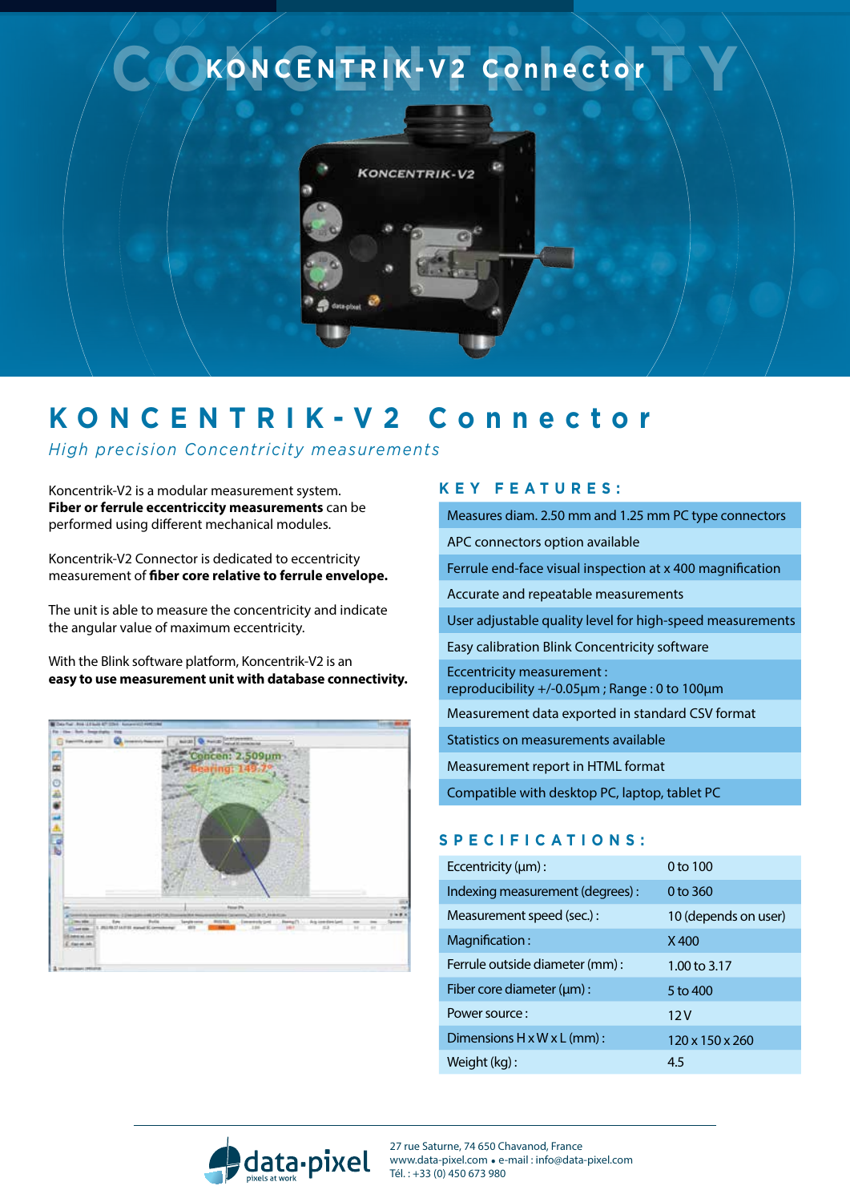# KONCENTRIK-V2 Connector

*High precision Concentricity measurements*

Koncentrik-V2 is a modular measurement system. **Fiber or ferrule eccentricity measurements** can be performed using different mechanical modules.

Koncentrik-V2 Connector is dedicated to eccentricity measurement of **fiber core relative to ferrule envelope.**

The unit is able to measure the concentricity and indicate the angular value of maximum eccentricity.

With the Blink software platform, Koncentrik-V2 is an **easy to use measurement unit with database connectivity.**

## KEY FEATURES:

- Measures diam. 2.50 mm and 1.25 mm PC type connectors
- APC connectors option available
- Ferrule end-face visual inspection at x 400 magnification
- Accurate and repeatable measurements
- User adjustable quality level for high-speed measurements
- Easy calibration Blink Concentricity software
- Eccentricity measurement : reproducibility +/-0.05µm ; Range : 0 to 100µm
- Measurement data exported in standard CSV format
- Statistics on measurements available
- Measurement report in HTML format
- Compatible with desktop PC, laptop, tablet PC

## SPECIFICATIONS:

| | |
|---|---|
| Eccentricity (µm) : | 0 to 100 |
| Indexing measurement (degrees) : | 0 to 360 |
| Measurement speed (sec.) : | 10 (depends on user) |
| Magnification : | X 400 |
| Ferrule outside diameter (mm) : | 1.00 to 3.17 |
| Fiber core diameter (µm) : | 5 to 400 |
| Power source : | 12 V |
| Dimensions H x W x L (mm) : | 120 x 150 x 260 |
| Weight (kg) : | 4.5 |

27 rue Saturne, 74 650 Chavanod, France
www.data-pixel.com • e-mail : info@data-pixel.com
Tél. : +33 (0) 450 673 980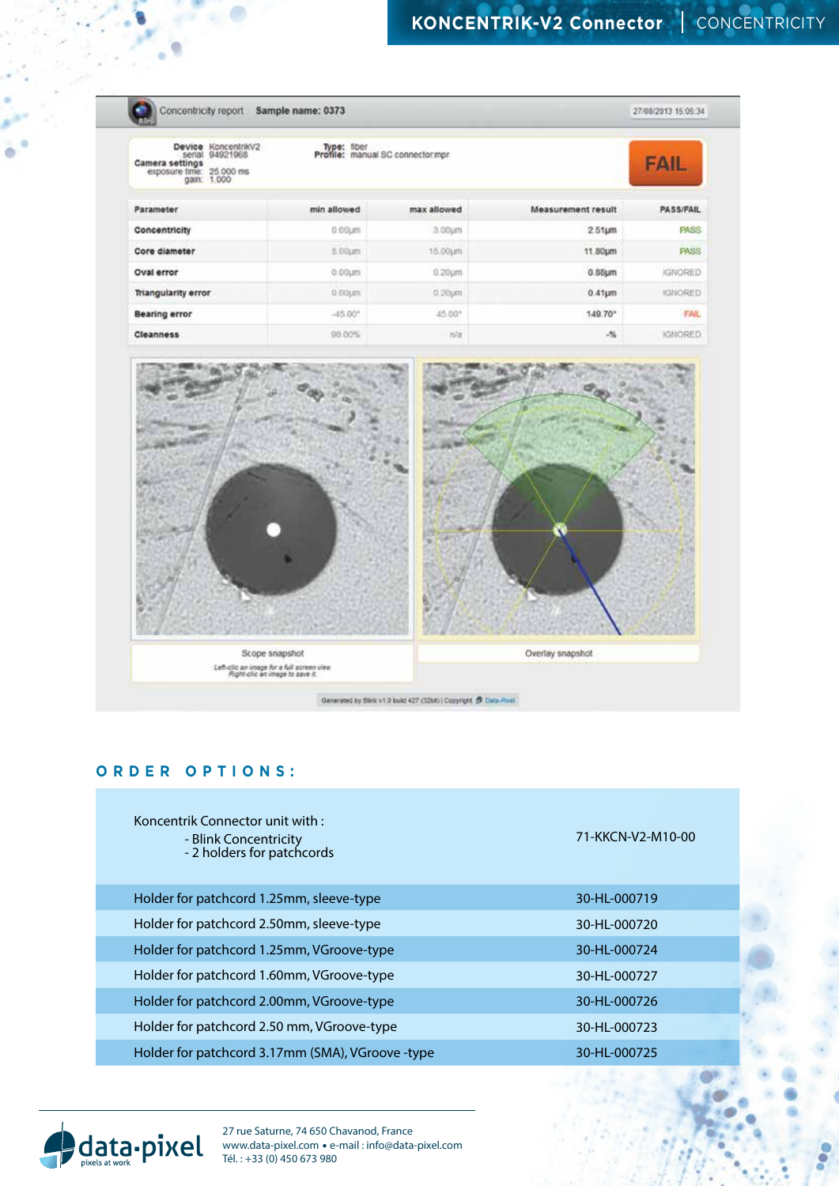Concentricity report **Sample name: 0373** 27/08/2013 15:05:34

**Device** KoncentrikV2
serial 94921968
**Camera settings**
exposure time: 25.000 ms
gain: 1.000

**Type:** fiber
**Profile:** manual SC connector.mpr

**FAIL**

| Parameter | min allowed | max allowed | Measurement result | PASS/FAIL |
|---|---|---|---|---|
| Concentricity | 0.00µm | 3.00µm | 2.51µm | PASS |
| Core diameter | 5.00µm | 15.00µm | 11.80µm | PASS |
| Oval error | 0.00µm | 0.20µm | 0.88µm | IGNORED |
| Triangularity error | 0.00µm | 0.20µm | 0.41µm | IGNORED |
| Bearing error | -45.00° | 45.00° | 149.70° | FAIL |
| Cleanness | 90.00% | n/a | -% | IGNORED |

Scope snapshot
*Left-clic an image for a full screen view*
*Right-clic an image to save it.*

Overlay snapshot

Generated by Blink v1.0 build 427 (32bit) | Copyright Data-Pixel

## ORDER OPTIONS:

| | |
|---|---|
| Koncentrik Connector unit with :<br>- Blink Concentricity<br>- 2 holders for patchcords | 71-KKCN-V2-M10-00 |
| Holder for patchcord 1.25mm, sleeve-type | 30-HL-000719 |
| Holder for patchcord 2.50mm, sleeve-type | 30-HL-000720 |
| Holder for patchcord 1.25mm, VGroove-type | 30-HL-000724 |
| Holder for patchcord 1.60mm, VGroove-type | 30-HL-000727 |
| Holder for patchcord 2.00mm, VGroove-type | 30-HL-000726 |
| Holder for patchcord 2.50 mm, VGroove-type | 30-HL-000723 |
| Holder for patchcord 3.17mm (SMA), VGroove -type | 30-HL-000725 |

data-pixel
pixels at work

27 rue Saturne, 74 650 Chavanod, France
www.data-pixel.com • e-mail : info@data-pixel.com
Tél. : +33 (0) 450 673 980